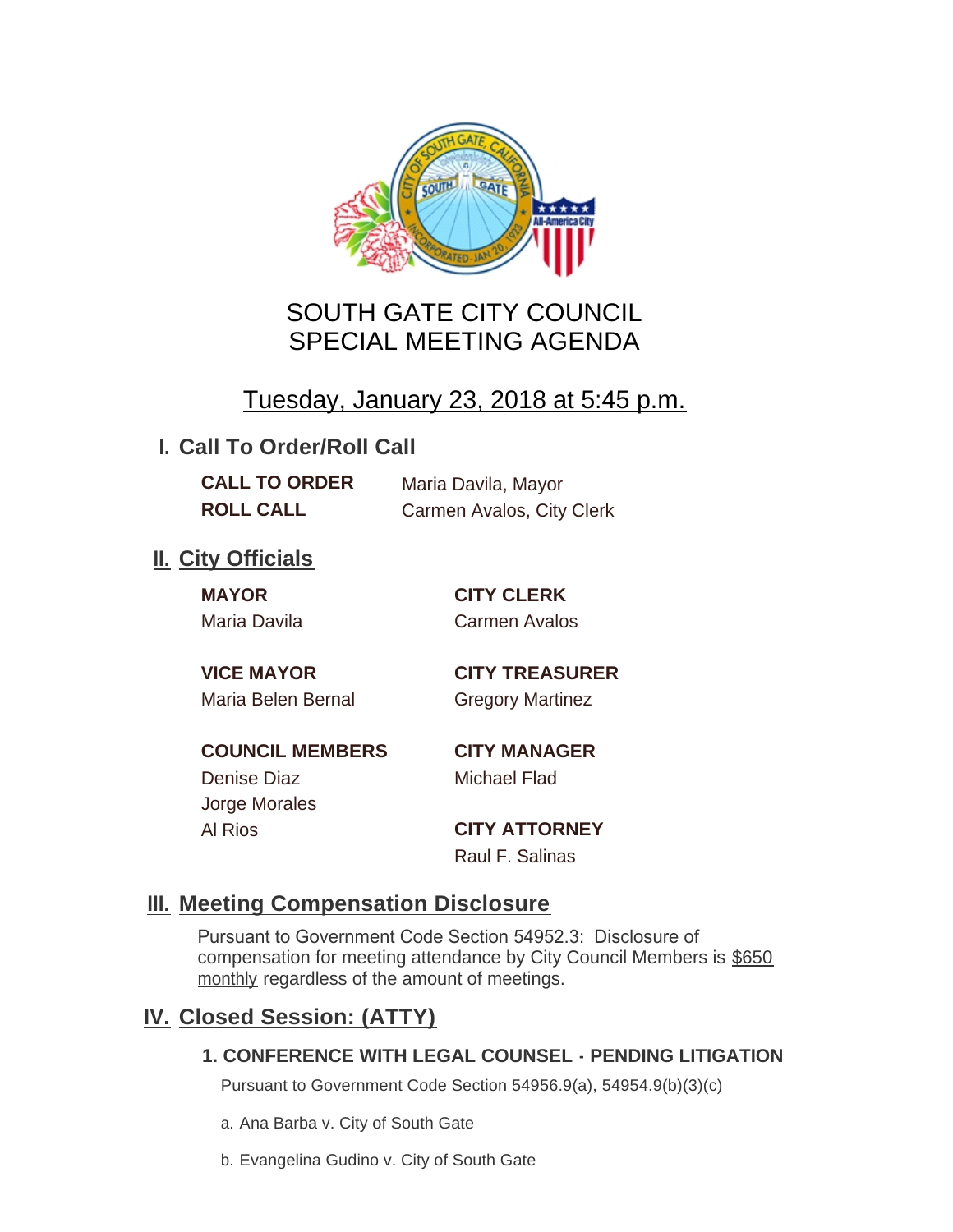# SOUTH GATE CITY COUNCIL
# SPECIAL MEETING AGENDA

## Tuesday, January 23, 2018 at 5:45 p.m.

## I. Call To Order/Roll Call

**CALL TO ORDER** Maria Davila, Mayor

**ROLL CALL** Carmen Avalos, City Clerk

## II. City Officials

**MAYOR**
Maria Davila

**VICE MAYOR**
Maria Belen Bernal

**COUNCIL MEMBERS**
Denise Diaz
Jorge Morales
Al Rios

**CITY CLERK**
Carmen Avalos

**CITY TREASURER**
Gregory Martinez

**CITY MANAGER**
Michael Flad

**CITY ATTORNEY**
Raul F. Salinas

## III. Meeting Compensation Disclosure

Pursuant to Government Code Section 54952.3: Disclosure of compensation for meeting attendance by City Council Members is $650 monthly regardless of the amount of meetings.

## IV. Closed Session: (ATTY)

### 1. CONFERENCE WITH LEGAL COUNSEL - PENDING LITIGATION

Pursuant to Government Code Section 54956.9(a), 54954.9(b)(3)(c)

a. Ana Barba v. City of South Gate

b. Evangelina Gudino v. City of South Gate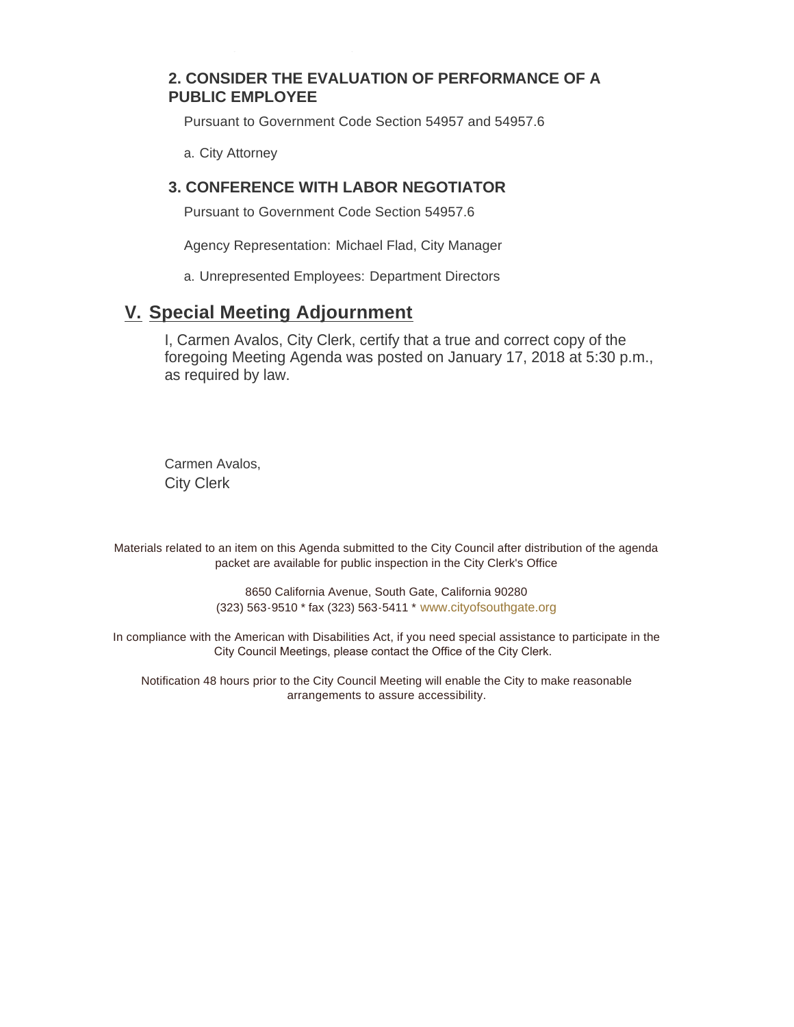### 2. CONSIDER THE EVALUATION OF PERFORMANCE OF A PUBLIC EMPLOYEE

Pursuant to Government Code Section 54957 and 54957.6

a. City Attorney

### 3. CONFERENCE WITH LABOR NEGOTIATOR

Pursuant to Government Code Section 54957.6

Agency Representation: Michael Flad, City Manager

a. Unrepresented Employees: Department Directors

## V. Special Meeting Adjournment

I, Carmen Avalos, City Clerk, certify that a true and correct copy of the foregoing Meeting Agenda was posted on January 17, 2018 at 5:30 p.m., as required by law.

Carmen Avalos,
City Clerk

Materials related to an item on this Agenda submitted to the City Council after distribution of the agenda packet are available for public inspection in the City Clerk's Office

8650 California Avenue, South Gate, California 90280
(323) 563-9510 * fax (323) 563-5411 * www.cityofsouthgate.org

In compliance with the American with Disabilities Act, if you need special assistance to participate in the City Council Meetings, please contact the Office of the City Clerk.

Notification 48 hours prior to the City Council Meeting will enable the City to make reasonable arrangements to assure accessibility.